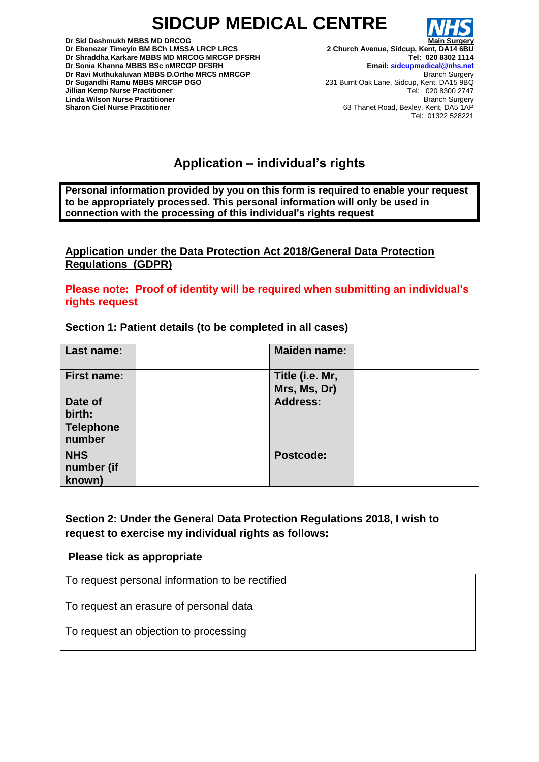# SIDCUP MEDICAL CENTRE

**Dr Sid Deshmukh MBBS MD DRCOG**
**Dr Ebenezer Timeyin BM BCh LMSSA LRCP LRCS**
**Dr Shraddha Karkare MBBS MD MRCOG MRCGP DFSRH**
**Dr Sonia Khanna MBBS BSc nMRCGP DFSRH**
**Dr Ravi Muthukaluvan MBBS D.Ortho MRCS nMRCGP**
**Dr Sugandhi Ramu MBBS MRCGP DGO**
**Jillian Kemp Nurse Practitioner**
**Linda Wilson Nurse Practitioner**
**Sharon Ciel Nurse Practitioner**

NHS

**Main Surgery**
**2 Church Avenue, Sidcup, Kent, DA14 6BU**
**Tel: 020 8302 1114**
**Email: sidcupmedical@nhs.net**

Branch Surgery
231 Burnt Oak Lane, Sidcup, Kent, DA15 9BQ
Tel: 020 8300 2747

Branch Surgery
63 Thanet Road, Bexley, Kent, DA5 1AP
Tel: 01322 528221

## Application – individual's rights

**Personal information provided by you on this form is required to enable your request to be appropriately processed. This personal information will only be used in connection with the processing of this individual's rights request**

### Application under the Data Protection Act 2018/General Data Protection Regulations (GDPR)

**Please note: Proof of identity will be required when submitting an individual's rights request**

### Section 1: Patient details (to be completed in all cases)

| **Last name:** | | **Maiden name:** | |
|---|---|---|---|
| **First name:** | | **Title (i.e. Mr, Mrs, Ms, Dr)** | |
| **Date of birth:** | | **Address:** | |
| **Telephone number** | | | |
| **NHS number (if known)** | | **Postcode:** | |

### Section 2: Under the General Data Protection Regulations 2018, I wish to request to exercise my individual rights as follows:

**Please tick as appropriate**

| | |
|---|---|
| To request personal information to be rectified | |
| To request an erasure of personal data | |
| To request an objection to processing | |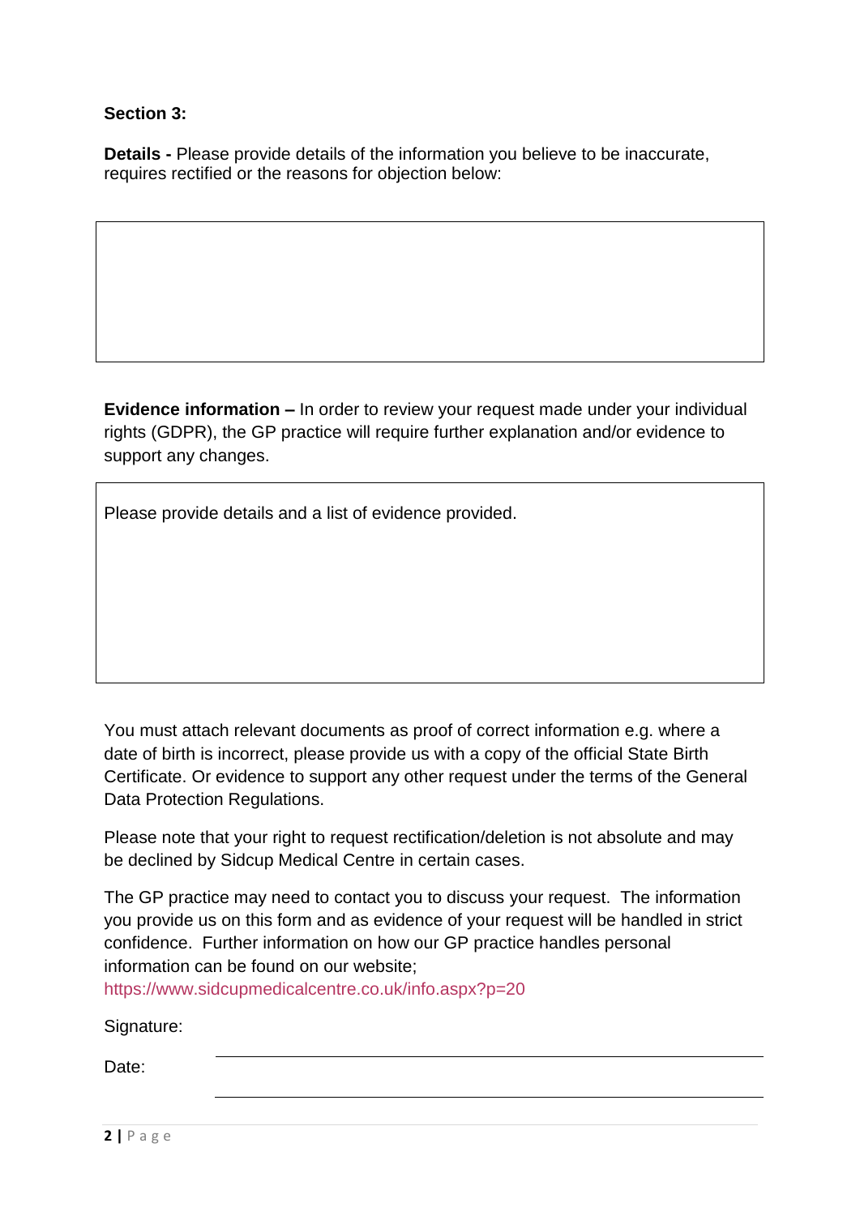**Section 3:**

**Details -** Please provide details of the information you believe to be inaccurate, requires rectified or the reasons for objection below:

| |
|---|
| |

**Evidence information –** In order to review your request made under your individual rights (GDPR), the GP practice will require further explanation and/or evidence to support any changes.

| Please provide details and a list of evidence provided. |
|---|
| |

You must attach relevant documents as proof of correct information e.g. where a date of birth is incorrect, please provide us with a copy of the official State Birth Certificate. Or evidence to support any other request under the terms of the General Data Protection Regulations.

Please note that your right to request rectification/deletion is not absolute and may be declined by Sidcup Medical Centre in certain cases.

The GP practice may need to contact you to discuss your request. The information you provide us on this form and as evidence of your request will be handled in strict confidence. Further information on how our GP practice handles personal information can be found on our website; https://www.sidcupmedicalcentre.co.uk/info.aspx?p=20

Signature: ______________________________

Date: ______________________________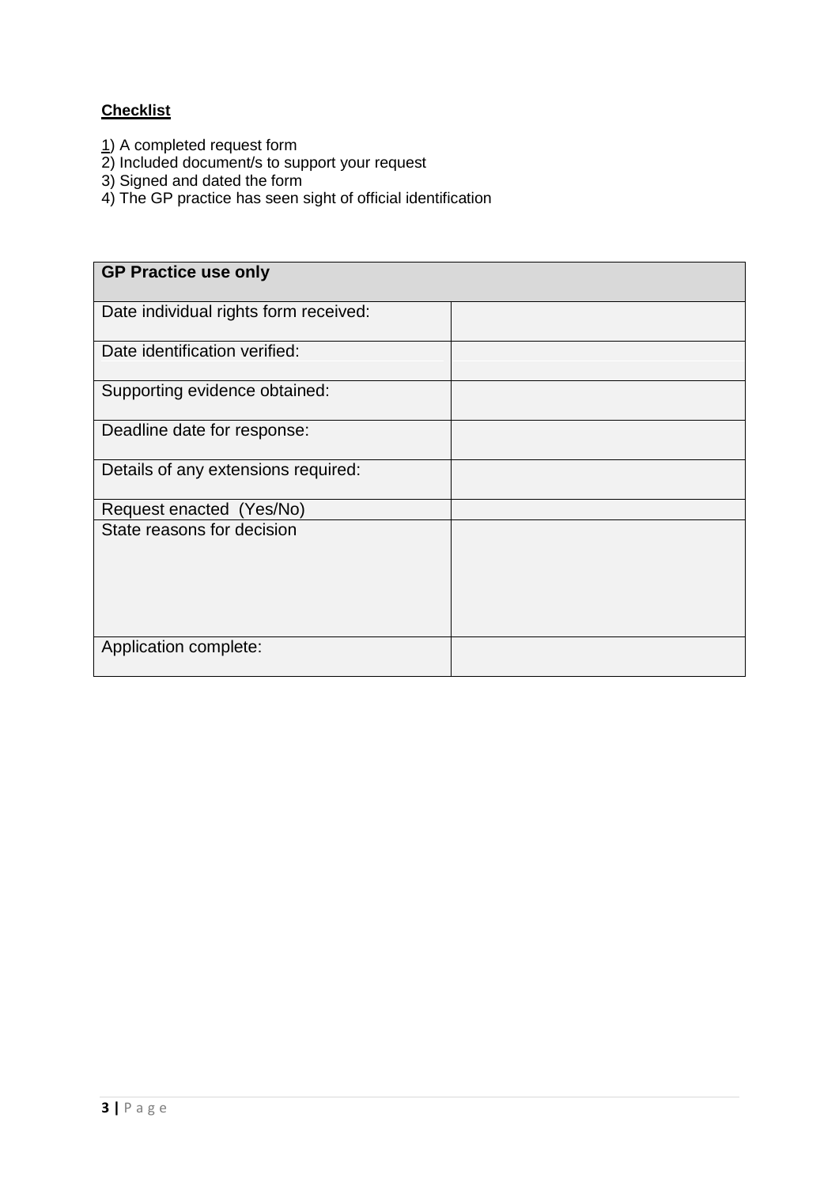**Checklist**

1) A completed request form
2) Included document/s to support your request
3) Signed and dated the form
4) The GP practice has seen sight of official identification

| **GP Practice use only** | |
|---|---|
| Date individual rights form received: | |
| Date identification verified: | |
| Supporting evidence obtained: | |
| Deadline date for response: | |
| Details of any extensions required: | |
| Request enacted (Yes/No) | |
| State reasons for decision | |
| Application complete: | |